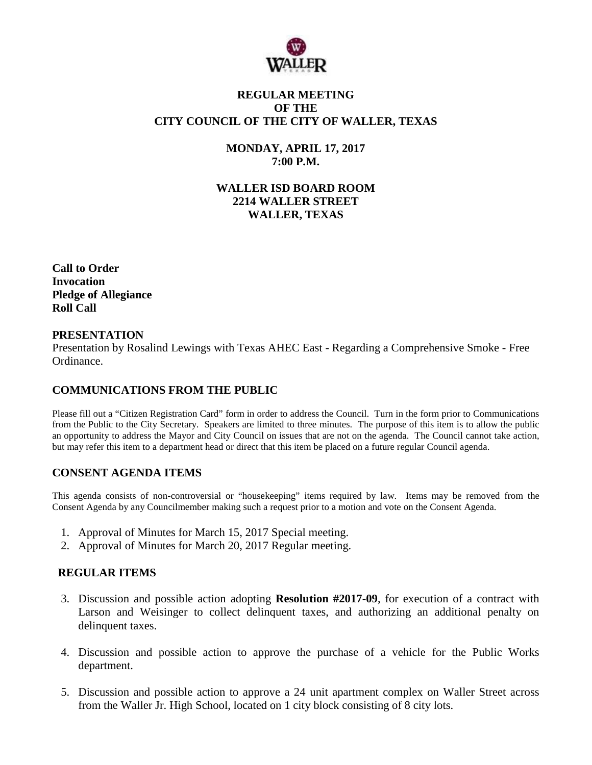# REGULAR MEETING
# OF THE
# CITY COUNCIL OF THE CITY OF WALLER, TEXAS

## MONDAY, APRIL 17, 2017
## 7:00 P.M.

## WALLER ISD BOARD ROOM
## 2214 WALLER STREET
## WALLER, TEXAS

**Call to Order**
**Invocation**
**Pledge of Allegiance**
**Roll Call**

### PRESENTATION

Presentation by Rosalind Lewings with Texas AHEC East - Regarding a Comprehensive Smoke - Free Ordinance.

### COMMUNICATIONS FROM THE PUBLIC

Please fill out a "Citizen Registration Card" form in order to address the Council. Turn in the form prior to Communications from the Public to the City Secretary. Speakers are limited to three minutes. The purpose of this item is to allow the public an opportunity to address the Mayor and City Council on issues that are not on the agenda. The Council cannot take action, but may refer this item to a department head or direct that this item be placed on a future regular Council agenda.

### CONSENT AGENDA ITEMS

This agenda consists of non-controversial or "housekeeping" items required by law. Items may be removed from the Consent Agenda by any Councilmember making such a request prior to a motion and vote on the Consent Agenda.

1. Approval of Minutes for March 15, 2017 Special meeting.
2. Approval of Minutes for March 20, 2017 Regular meeting.

### REGULAR ITEMS

3. Discussion and possible action adopting **Resolution #2017-09**, for execution of a contract with Larson and Weisinger to collect delinquent taxes, and authorizing an additional penalty on delinquent taxes.

4. Discussion and possible action to approve the purchase of a vehicle for the Public Works department.

5. Discussion and possible action to approve a 24 unit apartment complex on Waller Street across from the Waller Jr. High School, located on 1 city block consisting of 8 city lots.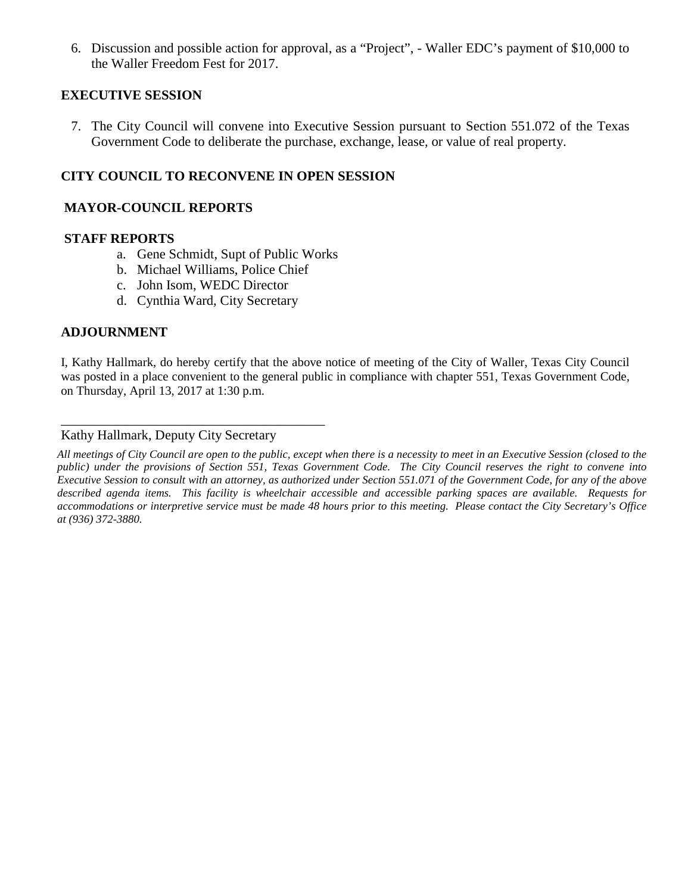6. Discussion and possible action for approval, as a "Project", - Waller EDC's payment of $10,000 to the Waller Freedom Fest for 2017.

**EXECUTIVE SESSION**

7. The City Council will convene into Executive Session pursuant to Section 551.072 of the Texas Government Code to deliberate the purchase, exchange, lease, or value of real property.

**CITY COUNCIL TO RECONVENE IN OPEN SESSION**

**MAYOR-COUNCIL REPORTS**

**STAFF REPORTS**

a. Gene Schmidt, Supt of Public Works
b. Michael Williams, Police Chief
c. John Isom, WEDC Director
d. Cynthia Ward, City Secretary

**ADJOURNMENT**

I, Kathy Hallmark, do hereby certify that the above notice of meeting of the City of Waller, Texas City Council was posted in a place convenient to the general public in compliance with chapter 551, Texas Government Code, on Thursday, April 13, 2017 at 1:30 p.m.

\_\_\_\_\_\_\_\_\_\_\_\_\_\_\_\_\_\_\_\_\_\_\_\_\_\_\_\_\_\_\_\_\_\_\_\_\_\_\_\_

Kathy Hallmark, Deputy City Secretary

*All meetings of City Council are open to the public, except when there is a necessity to meet in an Executive Session (closed to the public) under the provisions of Section 551, Texas Government Code. The City Council reserves the right to convene into Executive Session to consult with an attorney, as authorized under Section 551.071 of the Government Code, for any of the above described agenda items. This facility is wheelchair accessible and accessible parking spaces are available. Requests for accommodations or interpretive service must be made 48 hours prior to this meeting. Please contact the City Secretary's Office at (936) 372-3880.*